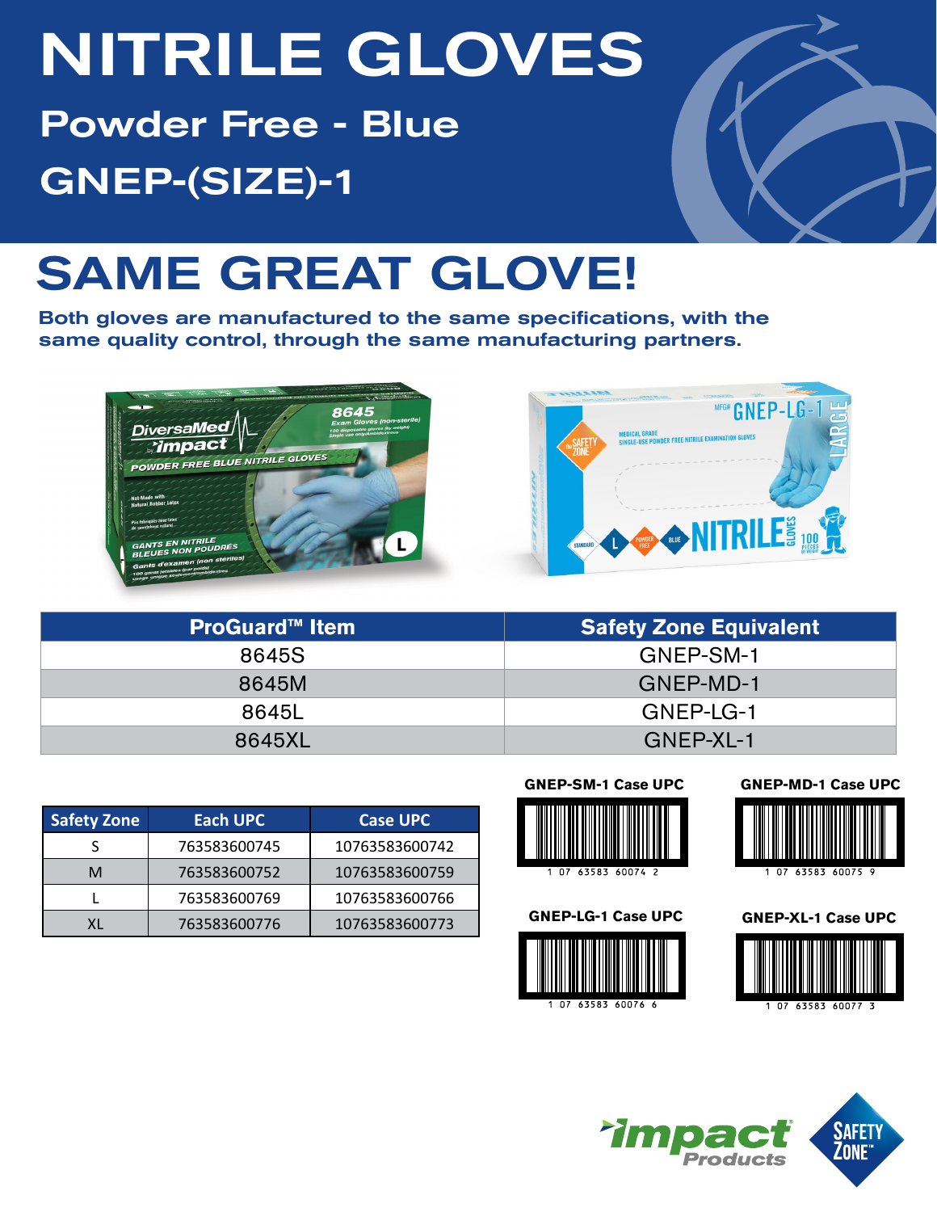# NITRILE GLOVES

## Powder Free - Blue

## GNEP-(SIZE)-1

# SAME GREAT GLOVE!

**Both gloves are manufactured to the same specifications, with the same quality control, through the same manufacturing partners.**

| ProGuard™ Item | Safety Zone Equivalent |
|---|---|
| 8645S | GNEP-SM-1 |
| 8645M | GNEP-MD-1 |
| 8645L | GNEP-LG-1 |
| 8645XL | GNEP-XL-1 |

| Safety Zone | Each UPC | Case UPC |
|---|---|---|
| S | 763583600745 | 10763583600742 |
| M | 763583600752 | 10763583600759 |
| L | 763583600769 | 10763583600766 |
| XL | 763583600776 | 10763583600773 |

**GNEP-SM-1 Case UPC**

1 07 63583 60074 2

**GNEP-MD-1 Case UPC**

1 07 63583 60075 9

**GNEP-LG-1 Case UPC**

1 07 63583 60076 6

**GNEP-XL-1 Case UPC**

1 07 63583 60077 3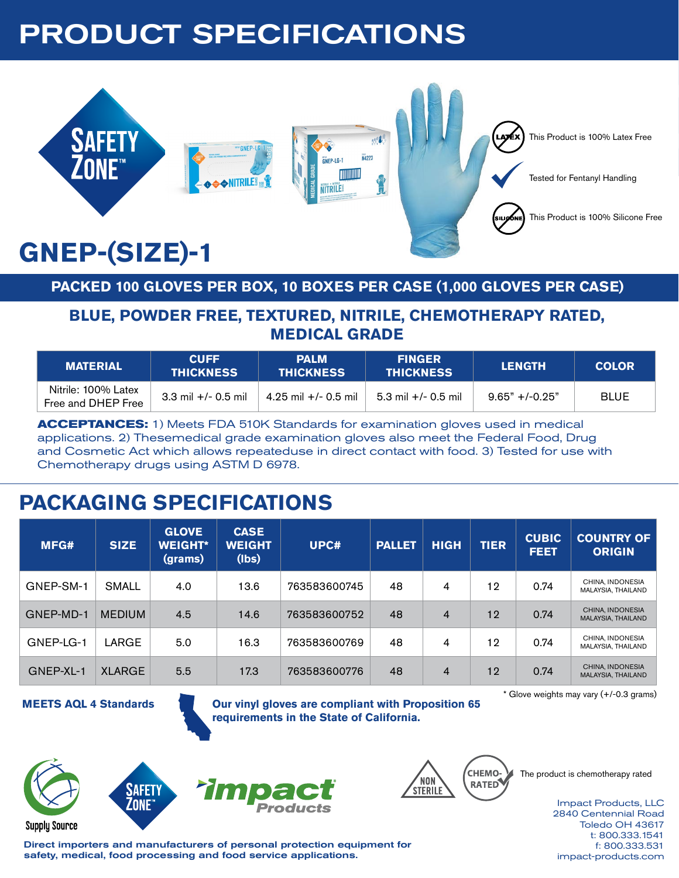# PRODUCT SPECIFICATIONS

SAFETY ZONE™

This Product is 100% Latex Free

Tested for Fentanyl Handling

This Product is 100% Silicone Free

## GNEP-(SIZE)-1

**PACKED 100 GLOVES PER BOX, 10 BOXES PER CASE (1,000 GLOVES PER CASE)**

### BLUE, POWDER FREE, TEXTURED, NITRILE, CHEMOTHERAPY RATED, MEDICAL GRADE

| MATERIAL | CUFF THICKNESS | PALM THICKNESS | FINGER THICKNESS | LENGTH | COLOR |
|---|---|---|---|---|---|
| Nitrile: 100% Latex Free and DHEP Free | 3.3 mil +/- 0.5 mil | 4.25 mil +/- 0.5 mil | 5.3 mil +/- 0.5 mil | 9.65" +/-0.25" | BLUE |

**ACCEPTANCES:** 1) Meets FDA 510K Standards for examination gloves used in medical applications. 2) Thesemedical grade examination gloves also meet the Federal Food, Drug and Cosmetic Act which allows repeateduse in direct contact with food. 3) Tested for use with Chemotherapy drugs using ASTM D 6978.

## PACKAGING SPECIFICATIONS

| MFG# | SIZE | GLOVE WEIGHT* (grams) | CASE WEIGHT (lbs) | UPC# | PALLET | HIGH | TIER | CUBIC FEET | COUNTRY OF ORIGIN |
|---|---|---|---|---|---|---|---|---|---|
| GNEP-SM-1 | SMALL | 4.0 | 13.6 | 763583600745 | 48 | 4 | 12 | 0.74 | CHINA, INDONESIA MALAYSIA, THAILAND |
| GNEP-MD-1 | MEDIUM | 4.5 | 14.6 | 763583600752 | 48 | 4 | 12 | 0.74 | CHINA, INDONESIA MALAYSIA, THAILAND |
| GNEP-LG-1 | LARGE | 5.0 | 16.3 | 763583600769 | 48 | 4 | 12 | 0.74 | CHINA, INDONESIA MALAYSIA, THAILAND |
| GNEP-XL-1 | XLARGE | 5.5 | 17.3 | 763583600776 | 48 | 4 | 12 | 0.74 | CHINA, INDONESIA MALAYSIA, THAILAND |

\* Glove weights may vary (+/-0.3 grams)

**MEETS AQL 4 Standards**

**Our vinyl gloves are compliant with Proposition 65 requirements in the State of California.**

Supply Source

SAFETY ZONE™

Impact Products

NON STERILE

CHEMO-RATED

The product is chemotherapy rated

Impact Products, LLC
2840 Centennial Road
Toledo OH 43617
t: 800.333.1541
f: 800.333.531
impact-products.com

**Direct importers and manufacturers of personal protection equipment for safety, medical, food processing and food service applications.**